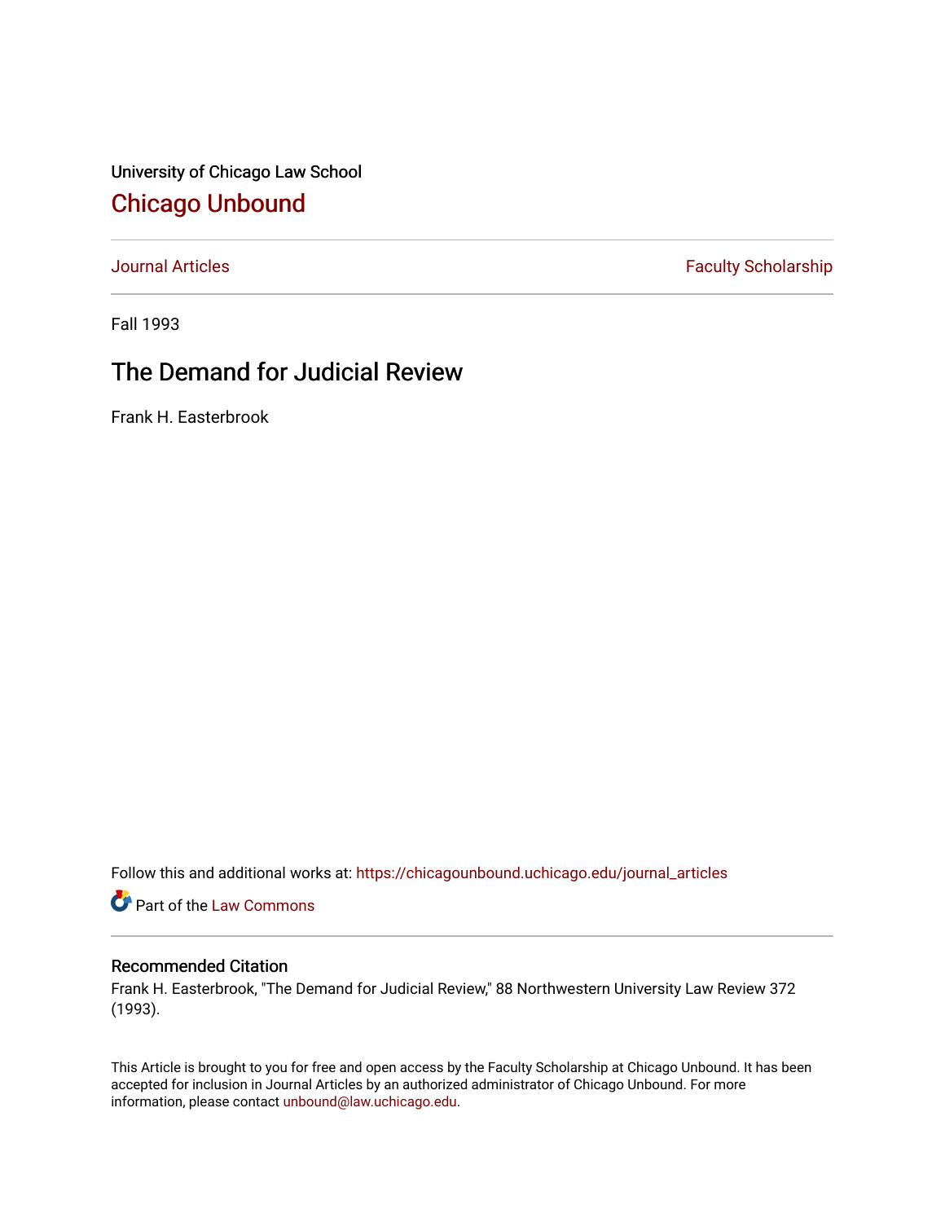University of Chicago Law School

# Chicago Unbound

Journal Articles | Faculty Scholarship

Fall 1993

## The Demand for Judicial Review

Frank H. Easterbrook

Follow this and additional works at: https://chicagounbound.uchicago.edu/journal_articles

Part of the Law Commons

### Recommended Citation

Frank H. Easterbrook, "The Demand for Judicial Review," 88 Northwestern University Law Review 372 (1993).

This Article is brought to you for free and open access by the Faculty Scholarship at Chicago Unbound. It has been accepted for inclusion in Journal Articles by an authorized administrator of Chicago Unbound. For more information, please contact unbound@law.uchicago.edu.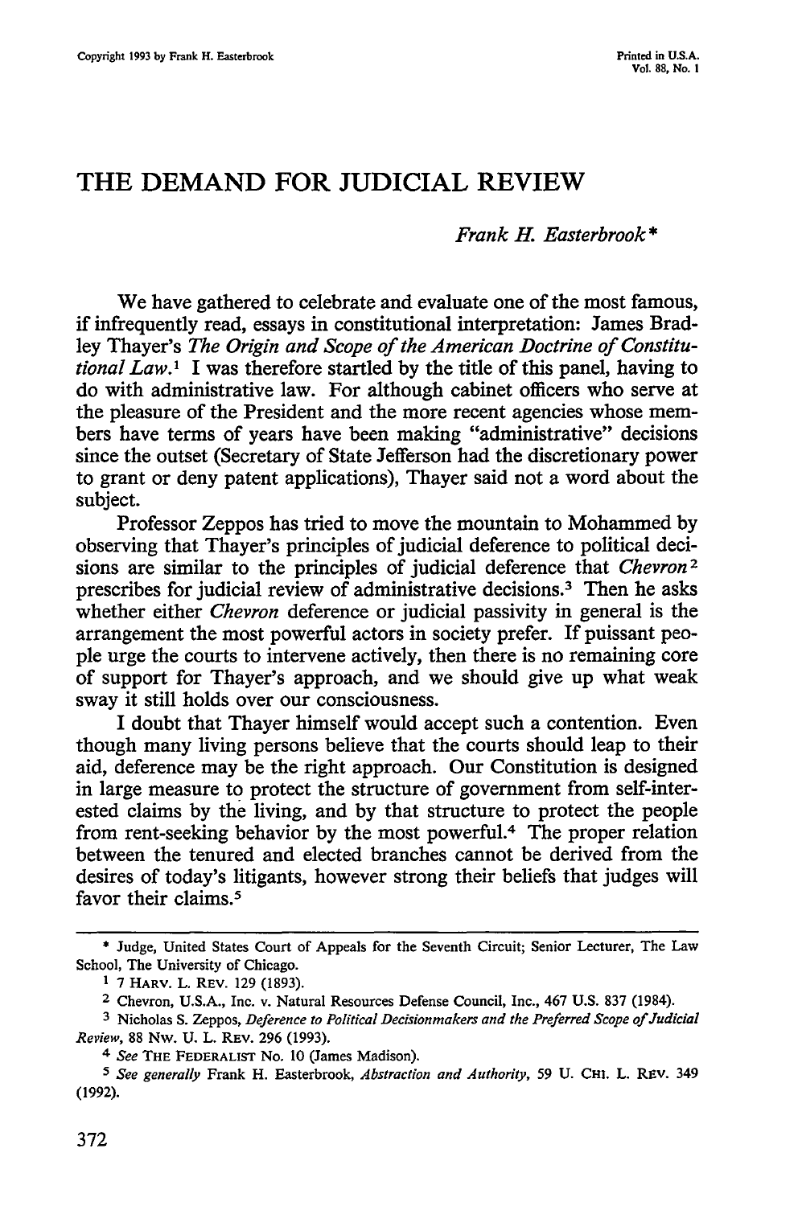# THE DEMAND FOR JUDICIAL REVIEW

*Frank H. Easterbrook\**

We have gathered to celebrate and evaluate one of the most famous, if infrequently read, essays in constitutional interpretation: James Bradley Thayer's *The Origin and Scope of the American Doctrine of Constitutional Law*.[1] I was therefore startled by the title of this panel, having to do with administrative law. For although cabinet officers who serve at the pleasure of the President and the more recent agencies whose members have terms of years have been making "administrative" decisions since the outset (Secretary of State Jefferson had the discretionary power to grant or deny patent applications), Thayer said not a word about the subject.

Professor Zeppos has tried to move the mountain to Mohammed by observing that Thayer's principles of judicial deference to political decisions are similar to the principles of judicial deference that *Chevron*[2] prescribes for judicial review of administrative decisions.[3] Then he asks whether either *Chevron* deference or judicial passivity in general is the arrangement the most powerful actors in society prefer. If puissant people urge the courts to intervene actively, then there is no remaining core of support for Thayer's approach, and we should give up what weak sway it still holds over our consciousness.

I doubt that Thayer himself would accept such a contention. Even though many living persons believe that the courts should leap to their aid, deference may be the right approach. Our Constitution is designed in large measure to protect the structure of government from self-interested claims by the living, and by that structure to protect the people from rent-seeking behavior by the most powerful.[4] The proper relation between the tenured and elected branches cannot be derived from the desires of today's litigants, however strong their beliefs that judges will favor their claims.[5]

---

\* Judge, United States Court of Appeals for the Seventh Circuit; Senior Lecturer, The Law School, The University of Chicago.

[1] 7 HARV. L. REV. 129 (1893).

[2] Chevron, U.S.A., Inc. v. Natural Resources Defense Council, Inc., 467 U.S. 837 (1984).

[3] Nicholas S. Zeppos, *Deference to Political Decisionmakers and the Preferred Scope of Judicial Review*, 88 NW. U. L. REV. 296 (1993).

[4] *See* THE FEDERALIST No. 10 (James Madison).

[5] *See generally* Frank H. Easterbrook, *Abstraction and Authority*, 59 U. CHI. L. REV. 349 (1992).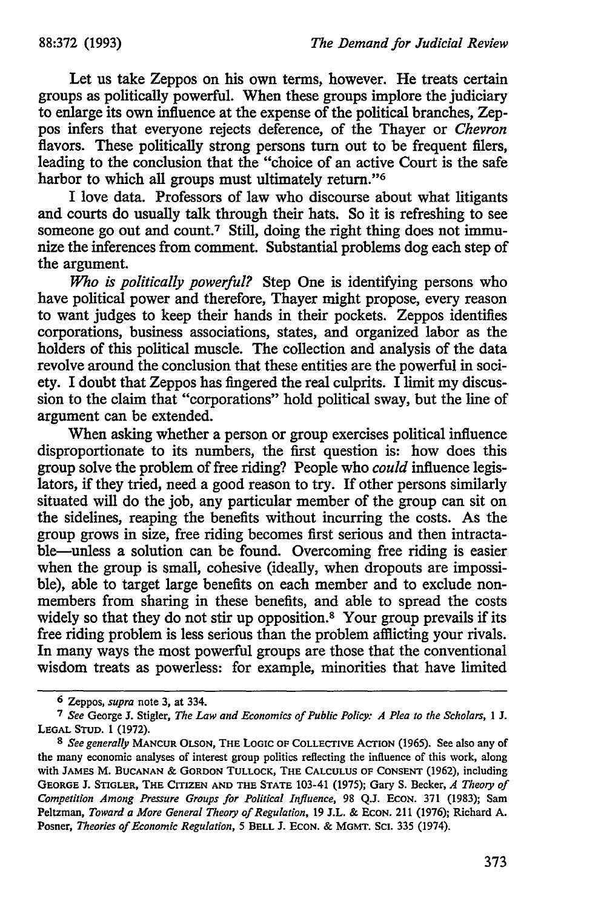Let us take Zeppos on his own terms, however. He treats certain groups as politically powerful. When these groups implore the judiciary to enlarge its own influence at the expense of the political branches, Zeppos infers that everyone rejects deference, of the Thayer or *Chevron* flavors. These politically strong persons turn out to be frequent filers, leading to the conclusion that the "choice of an active Court is the safe harbor to which all groups must ultimately return."[6]

I love data. Professors of law who discourse about what litigants and courts do usually talk through their hats. So it is refreshing to see someone go out and count.[7] Still, doing the right thing does not immunize the inferences from comment. Substantial problems dog each step of the argument.

*Who is politically powerful?* Step One is identifying persons who have political power and therefore, Thayer might propose, every reason to want judges to keep their hands in their pockets. Zeppos identifies corporations, business associations, states, and organized labor as the holders of this political muscle. The collection and analysis of the data revolve around the conclusion that these entities are the powerful in society. I doubt that Zeppos has fingered the real culprits. I limit my discussion to the claim that "corporations" hold political sway, but the line of argument can be extended.

When asking whether a person or group exercises political influence disproportionate to its numbers, the first question is: how does this group solve the problem of free riding? People who *could* influence legislators, if they tried, need a good reason to try. If other persons similarly situated will do the job, any particular member of the group can sit on the sidelines, reaping the benefits without incurring the costs. As the group grows in size, free riding becomes first serious and then intractable—unless a solution can be found. Overcoming free riding is easier when the group is small, cohesive (ideally, when dropouts are impossible), able to target large benefits on each member and to exclude nonmembers from sharing in these benefits, and able to spread the costs widely so that they do not stir up opposition.[8] Your group prevails if its free riding problem is less serious than the problem afflicting your rivals. In many ways the most powerful groups are those that the conventional wisdom treats as powerless: for example, minorities that have limited

---

[6] Zeppos, *supra* note 3, at 334.

[7] *See* George J. Stigler, *The Law and Economics of Public Policy: A Plea to the Scholars*, 1 J. LEGAL STUD. 1 (1972).

[8] *See generally* MANCUR OLSON, THE LOGIC OF COLLECTIVE ACTION (1965). See also any of the many economic analyses of interest group politics reflecting the influence of this work, along with JAMES M. BUCANAN & GORDON TULLOCK, THE CALCULUS OF CONSENT (1962), including GEORGE J. STIGLER, THE CITIZEN AND THE STATE 103-41 (1975); Gary S. Becker, *A Theory of Competition Among Pressure Groups for Political Influence*, 98 Q.J. ECON. 371 (1983); Sam Peltzman, *Toward a More General Theory of Regulation*, 19 J.L. & ECON. 211 (1976); Richard A. Posner, *Theories of Economic Regulation*, 5 BELL J. ECON. & MGMT. SCI. 335 (1974).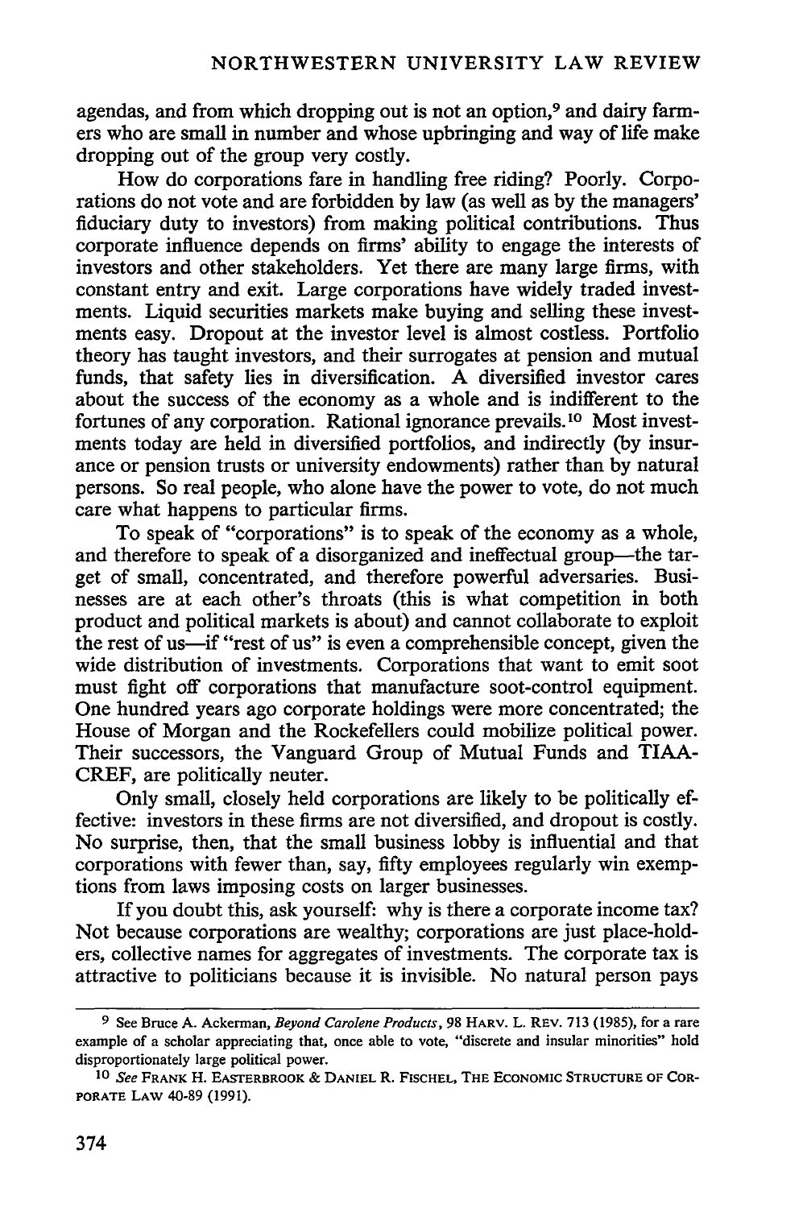agendas, and from which dropping out is not an option,[9] and dairy farmers who are small in number and whose upbringing and way of life make dropping out of the group very costly.

How do corporations fare in handling free riding? Poorly. Corporations do not vote and are forbidden by law (as well as by the managers' fiduciary duty to investors) from making political contributions. Thus corporate influence depends on firms' ability to engage the interests of investors and other stakeholders. Yet there are many large firms, with constant entry and exit. Large corporations have widely traded investments. Liquid securities markets make buying and selling these investments easy. Dropout at the investor level is almost costless. Portfolio theory has taught investors, and their surrogates at pension and mutual funds, that safety lies in diversification. A diversified investor cares about the success of the economy as a whole and is indifferent to the fortunes of any corporation. Rational ignorance prevails.[10] Most investments today are held in diversified portfolios, and indirectly (by insurance or pension trusts or university endowments) rather than by natural persons. So real people, who alone have the power to vote, do not much care what happens to particular firms.

To speak of "corporations" is to speak of the economy as a whole, and therefore to speak of a disorganized and ineffectual group—the target of small, concentrated, and therefore powerful adversaries. Businesses are at each other's throats (this is what competition in both product and political markets is about) and cannot collaborate to exploit the rest of us—if "rest of us" is even a comprehensible concept, given the wide distribution of investments. Corporations that want to emit soot must fight off corporations that manufacture soot-control equipment. One hundred years ago corporate holdings were more concentrated; the House of Morgan and the Rockefellers could mobilize political power. Their successors, the Vanguard Group of Mutual Funds and TIAA-CREF, are politically neuter.

Only small, closely held corporations are likely to be politically effective: investors in these firms are not diversified, and dropout is costly. No surprise, then, that the small business lobby is influential and that corporations with fewer than, say, fifty employees regularly win exemptions from laws imposing costs on larger businesses.

If you doubt this, ask yourself: why is there a corporate income tax? Not because corporations are wealthy; corporations are just place-holders, collective names for aggregates of investments. The corporate tax is attractive to politicians because it is invisible. No natural person pays

---

[9] See Bruce A. Ackerman, *Beyond Carolene Products*, 98 HARV. L. REV. 713 (1985), for a rare example of a scholar appreciating that, once able to vote, "discrete and insular minorities" hold disproportionately large political power.

[10] *See* FRANK H. EASTERBROOK & DANIEL R. FISCHEL, THE ECONOMIC STRUCTURE OF CORPORATE LAW 40-89 (1991).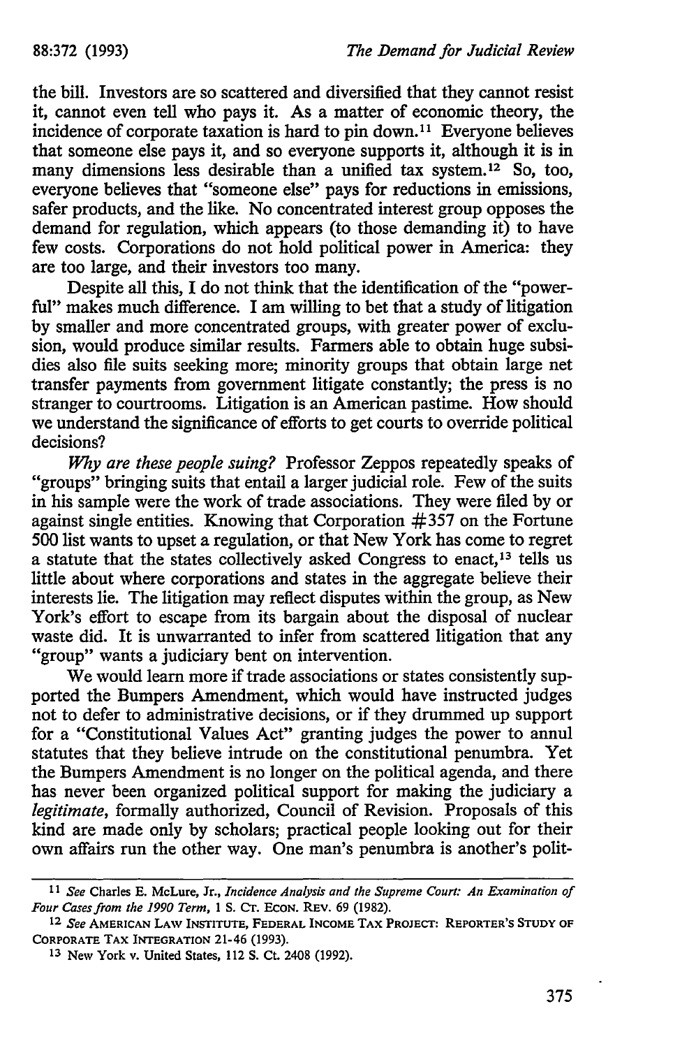the bill. Investors are so scattered and diversified that they cannot resist it, cannot even tell who pays it. As a matter of economic theory, the incidence of corporate taxation is hard to pin down.[11] Everyone believes that someone else pays it, and so everyone supports it, although it is in many dimensions less desirable than a unified tax system.[12] So, too, everyone believes that "someone else" pays for reductions in emissions, safer products, and the like. No concentrated interest group opposes the demand for regulation, which appears (to those demanding it) to have few costs. Corporations do not hold political power in America: they are too large, and their investors too many.

Despite all this, I do not think that the identification of the "powerful" makes much difference. I am willing to bet that a study of litigation by smaller and more concentrated groups, with greater power of exclusion, would produce similar results. Farmers able to obtain huge subsidies also file suits seeking more; minority groups that obtain large net transfer payments from government litigate constantly; the press is no stranger to courtrooms. Litigation is an American pastime. How should we understand the significance of efforts to get courts to override political decisions?

*Why are these people suing?* Professor Zeppos repeatedly speaks of "groups" bringing suits that entail a larger judicial role. Few of the suits in his sample were the work of trade associations. They were filed by or against single entities. Knowing that Corporation #357 on the Fortune 500 list wants to upset a regulation, or that New York has come to regret a statute that the states collectively asked Congress to enact,[13] tells us little about where corporations and states in the aggregate believe their interests lie. The litigation may reflect disputes within the group, as New York's effort to escape from its bargain about the disposal of nuclear waste did. It is unwarranted to infer from scattered litigation that any "group" wants a judiciary bent on intervention.

We would learn more if trade associations or states consistently supported the Bumpers Amendment, which would have instructed judges not to defer to administrative decisions, or if they drummed up support for a "Constitutional Values Act" granting judges the power to annul statutes that they believe intrude on the constitutional penumbra. Yet the Bumpers Amendment is no longer on the political agenda, and there has never been organized political support for making the judiciary a *legitimate*, formally authorized, Council of Revision. Proposals of this kind are made only by scholars; practical people looking out for their own affairs run the other way. One man's penumbra is another's polit-

---

[11] *See* Charles E. McLure, Jr., *Incidence Analysis and the Supreme Court: An Examination of Four Cases from the 1990 Term*, 1 S. Ct. Econ. Rev. 69 (1982).

[12] *See* American Law Institute, Federal Income Tax Project: Reporter's Study of Corporate Tax Integration 21-46 (1993).

[13] New York v. United States, 112 S. Ct. 2408 (1992).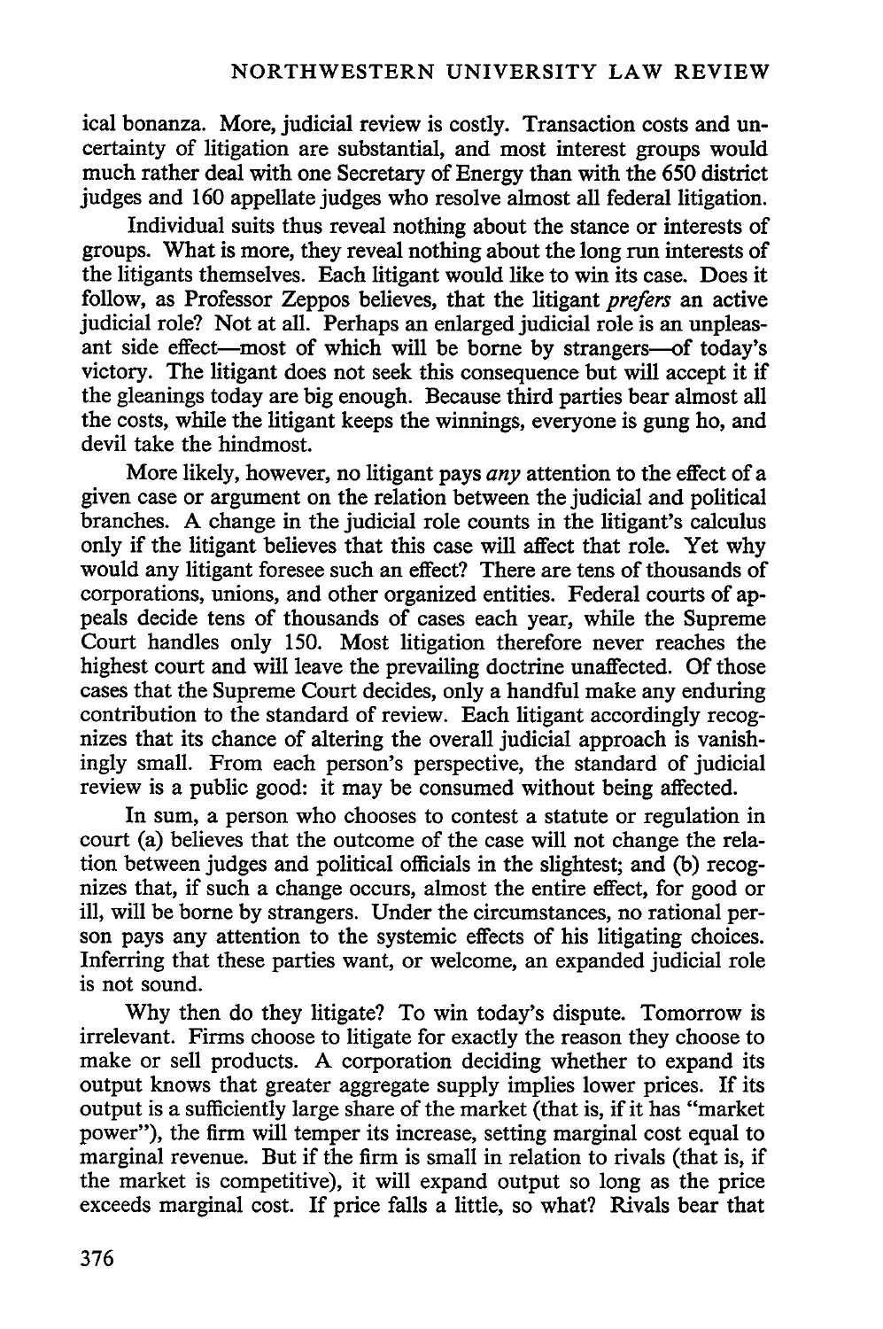ical bonanza. More, judicial review is costly. Transaction costs and uncertainty of litigation are substantial, and most interest groups would much rather deal with one Secretary of Energy than with the 650 district judges and 160 appellate judges who resolve almost all federal litigation.

Individual suits thus reveal nothing about the stance or interests of groups. What is more, they reveal nothing about the long run interests of the litigants themselves. Each litigant would like to win its case. Does it follow, as Professor Zeppos believes, that the litigant *prefers* an active judicial role? Not at all. Perhaps an enlarged judicial role is an unpleasant side effect—most of which will be borne by strangers—of today's victory. The litigant does not seek this consequence but will accept it if the gleanings today are big enough. Because third parties bear almost all the costs, while the litigant keeps the winnings, everyone is gung ho, and devil take the hindmost.

More likely, however, no litigant pays *any* attention to the effect of a given case or argument on the relation between the judicial and political branches. A change in the judicial role counts in the litigant's calculus only if the litigant believes that this case will affect that role. Yet why would any litigant foresee such an effect? There are tens of thousands of corporations, unions, and other organized entities. Federal courts of appeals decide tens of thousands of cases each year, while the Supreme Court handles only 150. Most litigation therefore never reaches the highest court and will leave the prevailing doctrine unaffected. Of those cases that the Supreme Court decides, only a handful make any enduring contribution to the standard of review. Each litigant accordingly recognizes that its chance of altering the overall judicial approach is vanishingly small. From each person's perspective, the standard of judicial review is a public good: it may be consumed without being affected.

In sum, a person who chooses to contest a statute or regulation in court (a) believes that the outcome of the case will not change the relation between judges and political officials in the slightest; and (b) recognizes that, if such a change occurs, almost the entire effect, for good or ill, will be borne by strangers. Under the circumstances, no rational person pays any attention to the systemic effects of his litigating choices. Inferring that these parties want, or welcome, an expanded judicial role is not sound.

Why then do they litigate? To win today's dispute. Tomorrow is irrelevant. Firms choose to litigate for exactly the reason they choose to make or sell products. A corporation deciding whether to expand its output knows that greater aggregate supply implies lower prices. If its output is a sufficiently large share of the market (that is, if it has "market power"), the firm will temper its increase, setting marginal cost equal to marginal revenue. But if the firm is small in relation to rivals (that is, if the market is competitive), it will expand output so long as the price exceeds marginal cost. If price falls a little, so what? Rivals bear that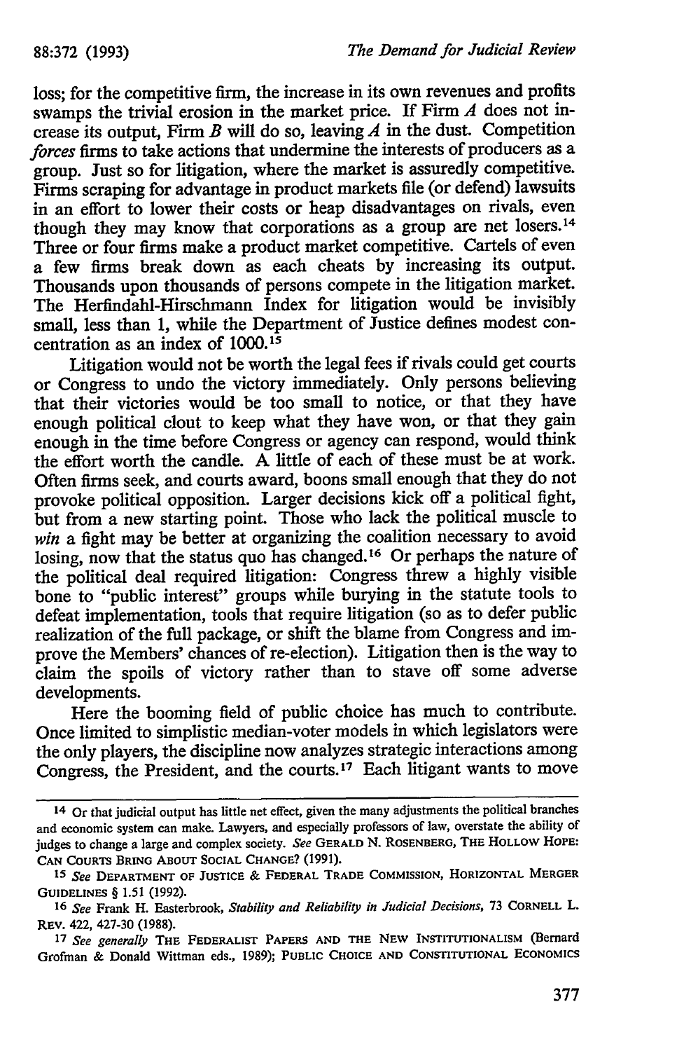loss; for the competitive firm, the increase in its own revenues and profits swamps the trivial erosion in the market price. If Firm *A* does not increase its output, Firm *B* will do so, leaving *A* in the dust. Competition *forces* firms to take actions that undermine the interests of producers as a group. Just so for litigation, where the market is assuredly competitive. Firms scraping for advantage in product markets file (or defend) lawsuits in an effort to lower their costs or heap disadvantages on rivals, even though they may know that corporations as a group are net losers.[14] Three or four firms make a product market competitive. Cartels of even a few firms break down as each cheats by increasing its output. Thousands upon thousands of persons compete in the litigation market. The Herfindahl-Hirschmann Index for litigation would be invisibly small, less than 1, while the Department of Justice defines modest concentration as an index of 1000.[15]

Litigation would not be worth the legal fees if rivals could get courts or Congress to undo the victory immediately. Only persons believing that their victories would be too small to notice, or that they have enough political clout to keep what they have won, or that they gain enough in the time before Congress or agency can respond, would think the effort worth the candle. A little of each of these must be at work. Often firms seek, and courts award, boons small enough that they do not provoke political opposition. Larger decisions kick off a political fight, but from a new starting point. Those who lack the political muscle to *win* a fight may be better at organizing the coalition necessary to avoid losing, now that the status quo has changed.[16] Or perhaps the nature of the political deal required litigation: Congress threw a highly visible bone to "public interest" groups while burying in the statute tools to defeat implementation, tools that require litigation (so as to defer public realization of the full package, or shift the blame from Congress and improve the Members' chances of re-election). Litigation then is the way to claim the spoils of victory rather than to stave off some adverse developments.

Here the booming field of public choice has much to contribute. Once limited to simplistic median-voter models in which legislators were the only players, the discipline now analyzes strategic interactions among Congress, the President, and the courts.[17] Each litigant wants to move

---

[14] Or that judicial output has little net effect, given the many adjustments the political branches and economic system can make. Lawyers, and especially professors of law, overstate the ability of judges to change a large and complex society. *See* GERALD N. ROSENBERG, THE HOLLOW HOPE: CAN COURTS BRING ABOUT SOCIAL CHANGE? (1991).

[15] *See* DEPARTMENT OF JUSTICE & FEDERAL TRADE COMMISSION, HORIZONTAL MERGER GUIDELINES § 1.51 (1992).

[16] *See* Frank H. Easterbrook, *Stability and Reliability in Judicial Decisions*, 73 CORNELL L. REV. 422, 427-30 (1988).

[17] *See generally* THE FEDERALIST PAPERS AND THE NEW INSTITUTIONALISM (Bernard Grofman & Donald Wittman eds., 1989); PUBLIC CHOICE AND CONSTITUTIONAL ECONOMICS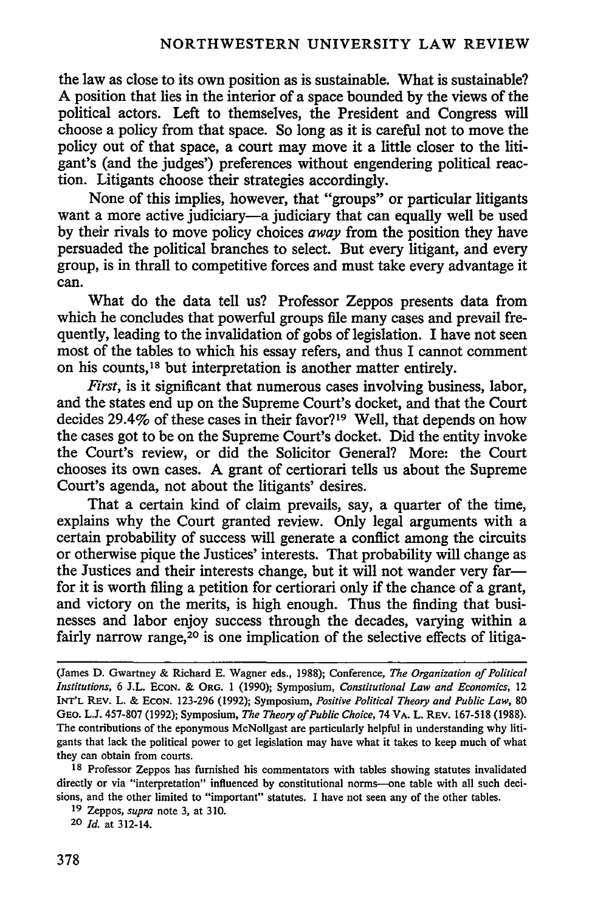the law as close to its own position as is sustainable. What is sustainable? A position that lies in the interior of a space bounded by the views of the political actors. Left to themselves, the President and Congress will choose a policy from that space. So long as it is careful not to move the policy out of that space, a court may move it a little closer to the litigant's (and the judges') preferences without engendering political reaction. Litigants choose their strategies accordingly.

None of this implies, however, that "groups" or particular litigants want a more active judiciary—a judiciary that can equally well be used by their rivals to move policy choices *away* from the position they have persuaded the political branches to select. But every litigant, and every group, is in thrall to competitive forces and must take every advantage it can.

What do the data tell us? Professor Zeppos presents data from which he concludes that powerful groups file many cases and prevail frequently, leading to the invalidation of gobs of legislation. I have not seen most of the tables to which his essay refers, and thus I cannot comment on his counts,[18] but interpretation is another matter entirely.

*First*, is it significant that numerous cases involving business, labor, and the states end up on the Supreme Court's docket, and that the Court decides 29.4% of these cases in their favor?[19] Well, that depends on how the cases got to be on the Supreme Court's docket. Did the entity invoke the Court's review, or did the Solicitor General? More: the Court chooses its own cases. A grant of certiorari tells us about the Supreme Court's agenda, not about the litigants' desires.

That a certain kind of claim prevails, say, a quarter of the time, explains why the Court granted review. Only legal arguments with a certain probability of success will generate a conflict among the circuits or otherwise pique the Justices' interests. That probability will change as the Justices and their interests change, but it will not wander very far—for it is worth filing a petition for certiorari only if the chance of a grant, and victory on the merits, is high enough. Thus the finding that businesses and labor enjoy success through the decades, varying within a fairly narrow range,[20] is one implication of the selective effects of litiga-

---

(James D. Gwartney & Richard E. Wagner eds., 1988); Conference, *The Organization of Political Institutions*, 6 J.L. ECON. & ORG. 1 (1990); Symposium, *Constitutional Law and Economics*, 12 INT'L REV. L. & ECON. 123-296 (1992); Symposium, *Positive Political Theory and Public Law*, 80 GEO. L.J. 457-807 (1992); Symposium, *The Theory of Public Choice*, 74 VA. L. REV. 167-518 (1988). The contributions of the eponymous McNollgast are particularly helpful in understanding why litigants that lack the political power to get legislation may have what it takes to keep much of what they can obtain from courts.

[18] Professor Zeppos has furnished his commentators with tables showing statutes invalidated directly or via "interpretation" influenced by constitutional norms—one table with all such decisions, and the other limited to "important" statutes. I have not seen any of the other tables.

[19] Zeppos, *supra* note 3, at 310.

[20] *Id.* at 312-14.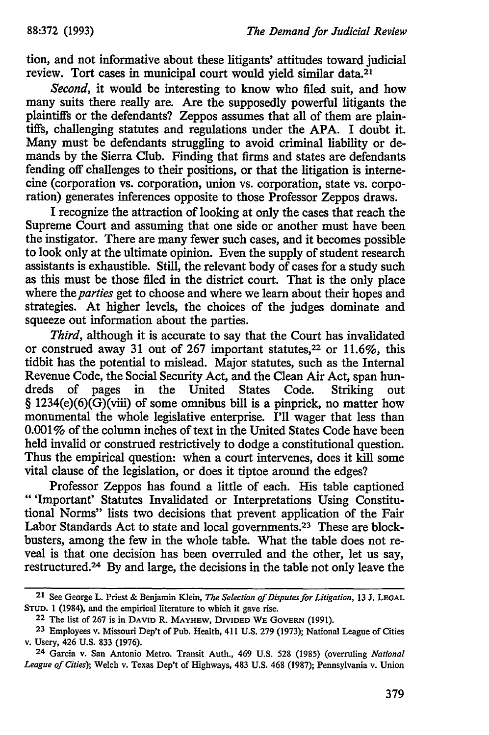tion, and not informative about these litigants' attitudes toward judicial review. Tort cases in municipal court would yield similar data.[21]

*Second*, it would be interesting to know who filed suit, and how many suits there really are. Are the supposedly powerful litigants the plaintiffs or the defendants? Zeppos assumes that all of them are plaintiffs, challenging statutes and regulations under the APA. I doubt it. Many must be defendants struggling to avoid criminal liability or demands by the Sierra Club. Finding that firms and states are defendants fending off challenges to their positions, or that the litigation is internecine (corporation vs. corporation, union vs. corporation, state vs. corporation) generates inferences opposite to those Professor Zeppos draws.

I recognize the attraction of looking at only the cases that reach the Supreme Court and assuming that one side or another must have been the instigator. There are many fewer such cases, and it becomes possible to look only at the ultimate opinion. Even the supply of student research assistants is exhaustible. Still, the relevant body of cases for a study such as this must be those filed in the district court. That is the only place where the *parties* get to choose and where we learn about their hopes and strategies. At higher levels, the choices of the judges dominate and squeeze out information about the parties.

*Third*, although it is accurate to say that the Court has invalidated or construed away 31 out of 267 important statutes,[22] or 11.6%, this tidbit has the potential to mislead. Major statutes, such as the Internal Revenue Code, the Social Security Act, and the Clean Air Act, span hundreds of pages in the United States Code. Striking out § 1234(e)(6)(G)(viii) of some omnibus bill is a pinprick, no matter how monumental the whole legislative enterprise. I'll wager that less than 0.001% of the column inches of text in the United States Code have been held invalid or construed restrictively to dodge a constitutional question. Thus the empirical question: when a court intervenes, does it kill some vital clause of the legislation, or does it tiptoe around the edges?

Professor Zeppos has found a little of each. His table captioned " 'Important' Statutes Invalidated or Interpretations Using Constitutional Norms" lists two decisions that prevent application of the Fair Labor Standards Act to state and local governments.[23] These are blockbusters, among the few in the whole table. What the table does not reveal is that one decision has been overruled and the other, let us say, restructured.[24] By and large, the decisions in the table not only leave the

---

[21] See George L. Priest & Benjamin Klein, *The Selection of Disputes for Litigation*, 13 J. LEGAL STUD. 1 (1984), and the empirical literature to which it gave rise.

[22] The list of 267 is in DAVID R. MAYHEW, DIVIDED WE GOVERN (1991).

[23] Employees v. Missouri Dep't of Pub. Health, 411 U.S. 279 (1973); National League of Cities v. Usery, 426 U.S. 833 (1976).

[24] Garcia v. San Antonio Metro. Transit Auth., 469 U.S. 528 (1985) (overruling *National League of Cities*); Welch v. Texas Dep't of Highways, 483 U.S. 468 (1987); Pennsylvania v. Union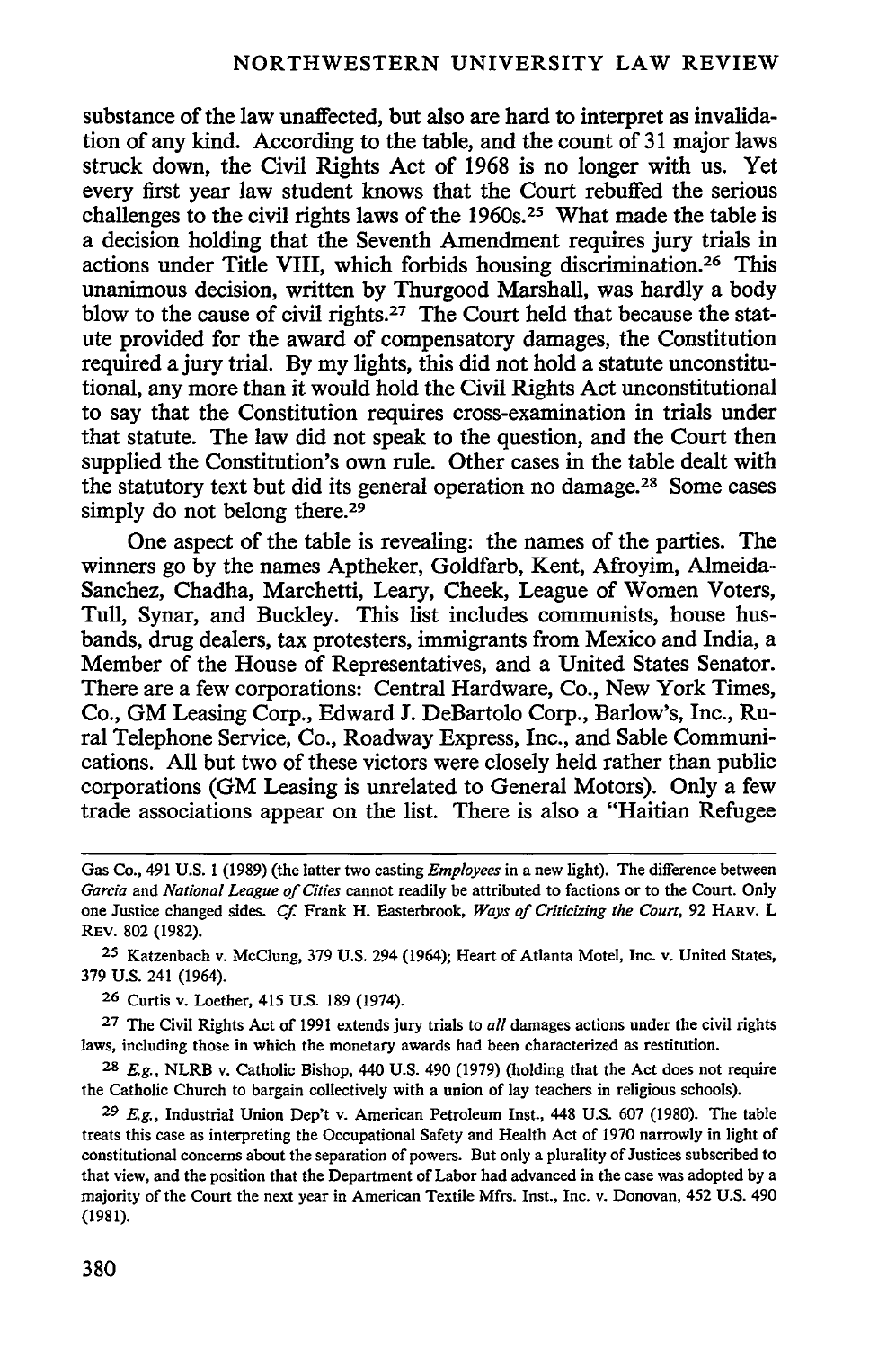substance of the law unaffected, but also are hard to interpret as invalidation of any kind. According to the table, and the count of 31 major laws struck down, the Civil Rights Act of 1968 is no longer with us. Yet every first year law student knows that the Court rebuffed the serious challenges to the civil rights laws of the 1960s.[25] What made the table is a decision holding that the Seventh Amendment requires jury trials in actions under Title VIII, which forbids housing discrimination.[26] This unanimous decision, written by Thurgood Marshall, was hardly a body blow to the cause of civil rights.[27] The Court held that because the statute provided for the award of compensatory damages, the Constitution required a jury trial. By my lights, this did not hold a statute unconstitutional, any more than it would hold the Civil Rights Act unconstitutional to say that the Constitution requires cross-examination in trials under that statute. The law did not speak to the question, and the Court then supplied the Constitution's own rule. Other cases in the table dealt with the statutory text but did its general operation no damage.[28] Some cases simply do not belong there.[29]

One aspect of the table is revealing: the names of the parties. The winners go by the names Aptheker, Goldfarb, Kent, Afroyim, Almeida-Sanchez, Chadha, Marchetti, Leary, Cheek, League of Women Voters, Tull, Synar, and Buckley. This list includes communists, house husbands, drug dealers, tax protesters, immigrants from Mexico and India, a Member of the House of Representatives, and a United States Senator. There are a few corporations: Central Hardware, Co., New York Times, Co., GM Leasing Corp., Edward J. DeBartolo Corp., Barlow's, Inc., Rural Telephone Service, Co., Roadway Express, Inc., and Sable Communications. All but two of these victors were closely held rather than public corporations (GM Leasing is unrelated to General Motors). Only a few trade associations appear on the list. There is also a "Haitian Refugee

---

Gas Co., 491 U.S. 1 (1989) (the latter two casting *Employees* in a new light). The difference between *Garcia* and *National League of Cities* cannot readily be attributed to factions or to the Court. Only one Justice changed sides. *Cf.* Frank H. Easterbrook, *Ways of Criticizing the Court*, 92 HARV. L REV. 802 (1982).

[25] Katzenbach v. McClung, 379 U.S. 294 (1964); Heart of Atlanta Motel, Inc. v. United States, 379 U.S. 241 (1964).

[26] Curtis v. Loether, 415 U.S. 189 (1974).

[27] The Civil Rights Act of 1991 extends jury trials to *all* damages actions under the civil rights laws, including those in which the monetary awards had been characterized as restitution.

[28] *E.g.*, NLRB v. Catholic Bishop, 440 U.S. 490 (1979) (holding that the Act does not require the Catholic Church to bargain collectively with a union of lay teachers in religious schools).

[29] *E.g.*, Industrial Union Dep't v. American Petroleum Inst., 448 U.S. 607 (1980). The table treats this case as interpreting the Occupational Safety and Health Act of 1970 narrowly in light of constitutional concerns about the separation of powers. But only a plurality of Justices subscribed to that view, and the position that the Department of Labor had advanced in the case was adopted by a majority of the Court the next year in American Textile Mfrs. Inst., Inc. v. Donovan, 452 U.S. 490 (1981).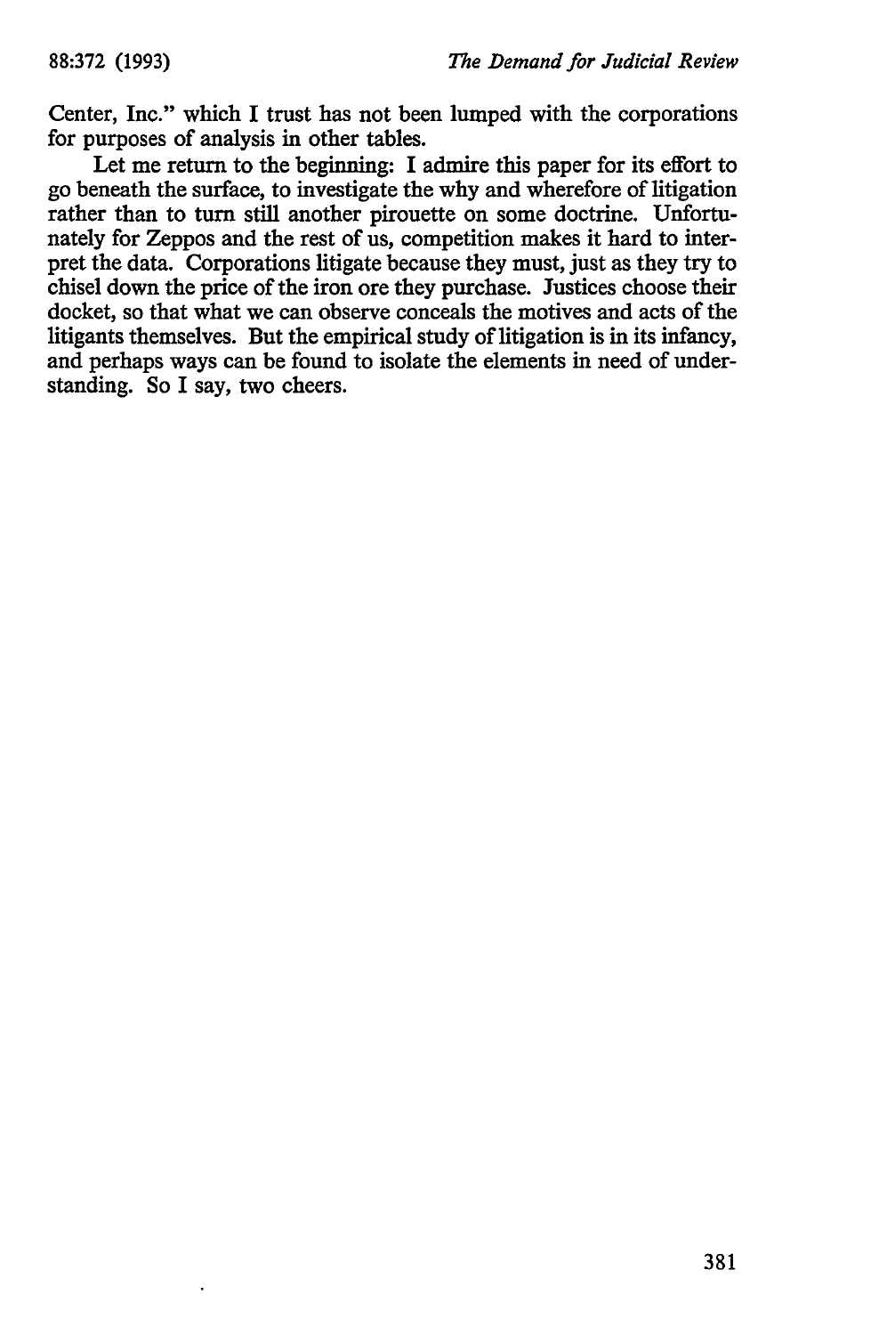Center, Inc." which I trust has not been lumped with the corporations for purposes of analysis in other tables.

Let me return to the beginning: I admire this paper for its effort to go beneath the surface, to investigate the why and wherefore of litigation rather than to turn still another pirouette on some doctrine. Unfortunately for Zeppos and the rest of us, competition makes it hard to interpret the data. Corporations litigate because they must, just as they try to chisel down the price of the iron ore they purchase. Justices choose their docket, so that what we can observe conceals the motives and acts of the litigants themselves. But the empirical study of litigation is in its infancy, and perhaps ways can be found to isolate the elements in need of understanding. So I say, two cheers.